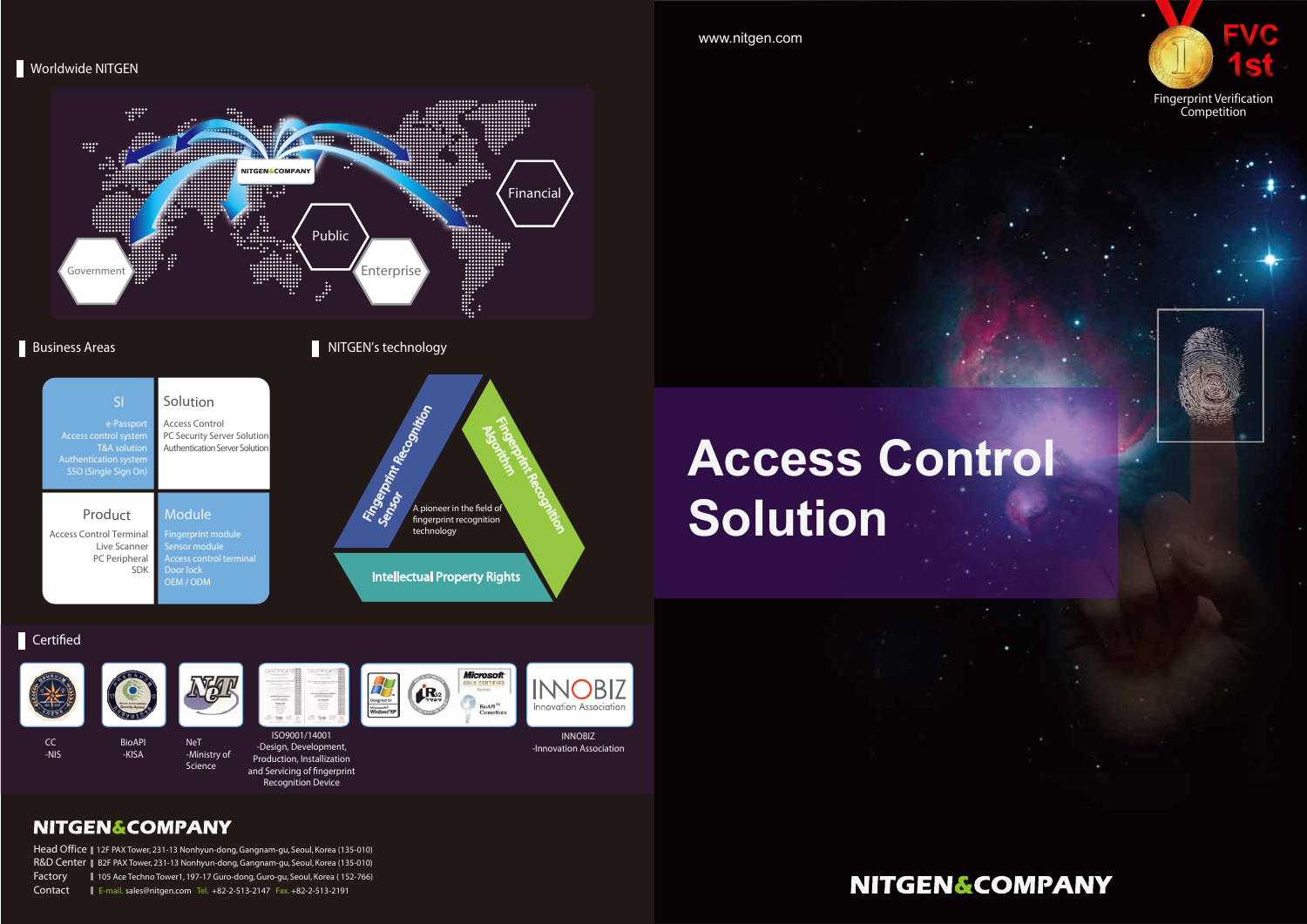## Worldwide NITGEN

NITGEN&COMPANY

Government

Public

Enterprise

Financial

## Business Areas

**SI**
e-Passport
Access control system
T&A solution
Authentication system
SSO (Single Sign On)

**Solution**
Access Control
PC Security Server Solution
Authentication Server Solution

**Product**
Access Control Terminal
Live Scanner
PC Peripheral
SDK

**Module**
Fingerprint module
Sensor module
Access control terminal
Door lock
OEM / ODM

## NITGEN's technology

- Fingerprint Recognition Sensor
- Fingerprint Recognition Algorithm
- Intellectual Property Rights

A pioneer in the field of fingerprint recognition technology

## Certified

- CC -NIS
- BioAPI -KISA
- NeT -Ministry of Science
- ISO9001/14001 -Design, Development, Production, Installization and Servicing of fingerprint Recognition Device
- INNOBIZ -Innovation Association

**NITGEN&COMPANY**

Head Office | 12F PAX Tower, 231-13 Nonhyun-dong, Gangnam-gu, Seoul, Korea (135-010)
R&D Center | B2F PAX Tower, 231-13 Nonhyun-dong, Gangnam-gu, Seoul, Korea (135-010)
Factory | 105 Ace Techno Tower1, 197-17 Guro-dong, Guro-gu, Seoul, Korea ( 152-766)
Contact | E-mail. sales@nitgen.com Tel. +82-2-513-2147 Fax. +82-2-513-2191

www.nitgen.com

FVC 1st
Fingerprint Verification Competition

# Access Control Solution

**NITGEN&COMPANY**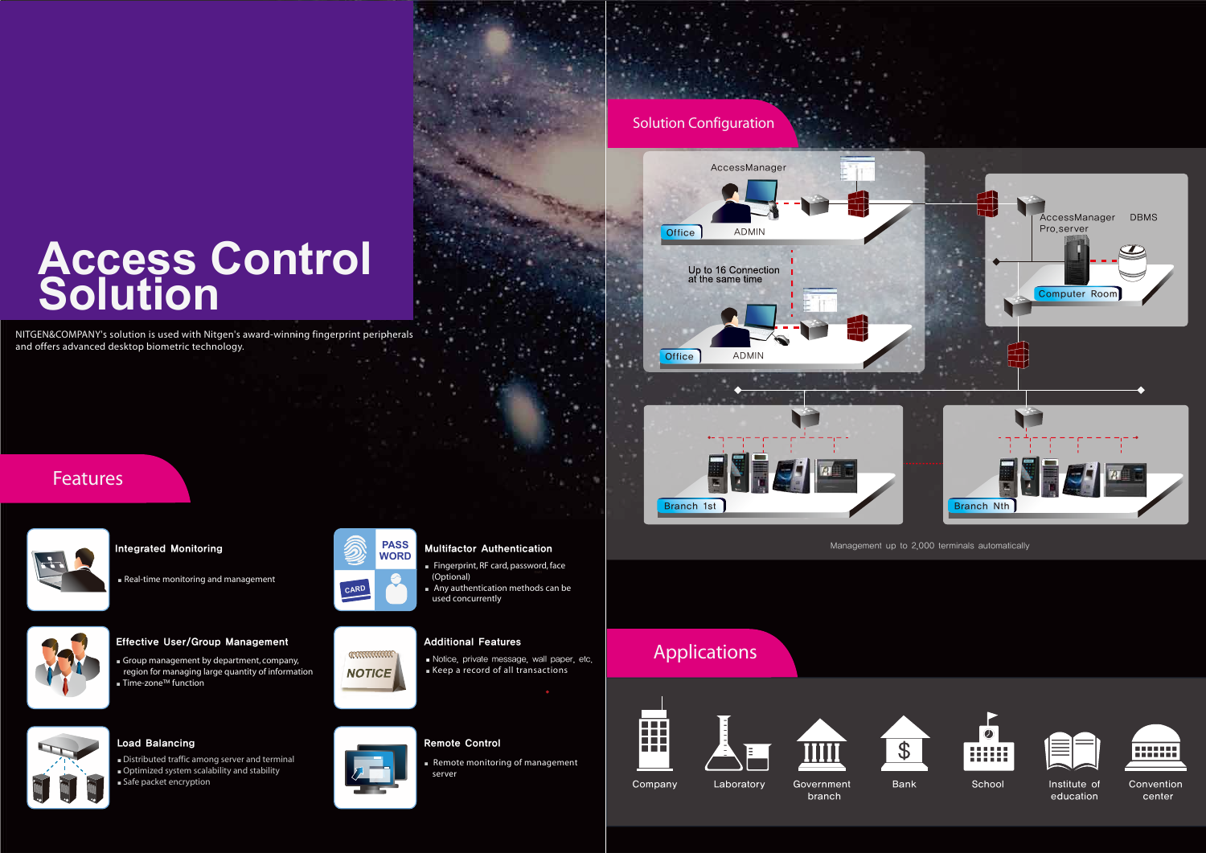# Access Control Solution

NITGEN&COMPANY's solution is used with Nitgen's award-winning fingerprint peripherals and offers advanced desktop biometric technology.

## Features

### Integrated Monitoring

- Real-time monitoring and management

### Multifactor Authentication

- Fingerprint, RF card, password, face (Optional)
- Any authentication methods can be used concurrently

### Effective User/Group Management

- Group management by department, company, region for managing large quantity of information
- Time-zone™ function

### Additional Features

- Notice, private message, wall paper, etc.
- Keep a record of all transactions

### Load Balancing

- Distributed traffic among server and terminal
- Optimized system scalability and stability
- Safe packet encryption

### Remote Control

- Remote monitoring of management server

## Solution Configuration

AccessManager

Office

ADMIN

Up to 16 Connection at the same time

Office

ADMIN

AccessManager Pro,server

DBMS

Computer Room

Branch 1st

Branch Nth

Management up to 2,000 terminals automatically

## Applications

- Company
- Laboratory
- Government branch
- Bank
- School
- Institute of education
- Convention center